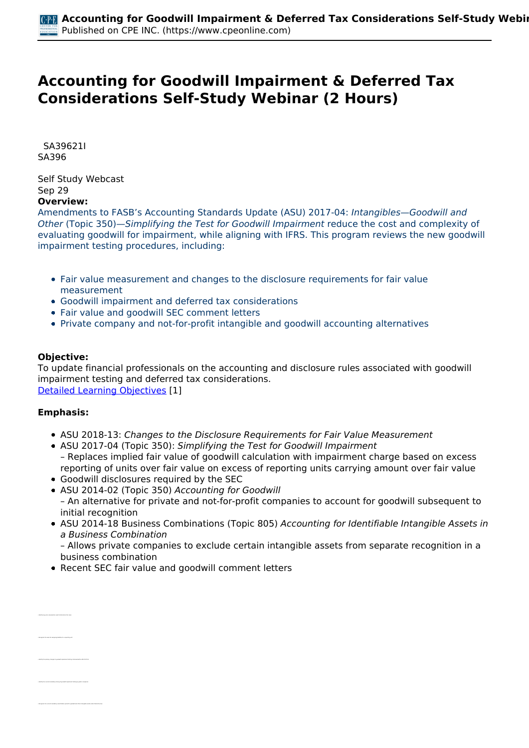# Accounting for Goodwill Impairment & Deferred Tax Considerations Self-Study Webinar (2 Hours)

SA39621I
SA396

Self Study Webcast
Sep 29

**Overview:**

Amendments to FASB's Accounting Standards Update (ASU) 2017-04: *Intangibles—Goodwill and Other* (Topic 350)—*Simplifying the Test for Goodwill Impairment* reduce the cost and complexity of evaluating goodwill for impairment, while aligning with IFRS. This program reviews the new goodwill impairment testing procedures, including:

- Fair value measurement and changes to the disclosure requirements for fair value measurement
- Goodwill impairment and deferred tax considerations
- Fair value and goodwill SEC comment letters
- Private company and not-for-profit intangible and goodwill accounting alternatives

**Objective:**

To update financial professionals on the accounting and disclosure rules associated with goodwill impairment testing and deferred tax considerations.
Detailed Learning Objectives [1]

**Emphasis:**

- ASU 2018-13: *Changes to the Disclosure Requirements for Fair Value Measurement*
- ASU 2017-04 (Topic 350): *Simplifying the Test for Goodwill Impairment*
  – Replaces implied fair value of goodwill calculation with impairment charge based on excess reporting of units over fair value on excess of reporting units carrying amount over fair value
- Goodwill disclosures required by the SEC
- ASU 2014-02 (Topic 350) *Accounting for Goodwill*
  – An alternative for private and not-for-profit companies to account for goodwill subsequent to initial recognition
- ASU 2014-18 Business Combinations (Topic 805) *Accounting for Identifiable Intangible Assets in a Business Combination*
  – Allows private companies to exclude certain intangible assets from separate recognition in a business combination
- Recent SEC fair value and goodwill comment letters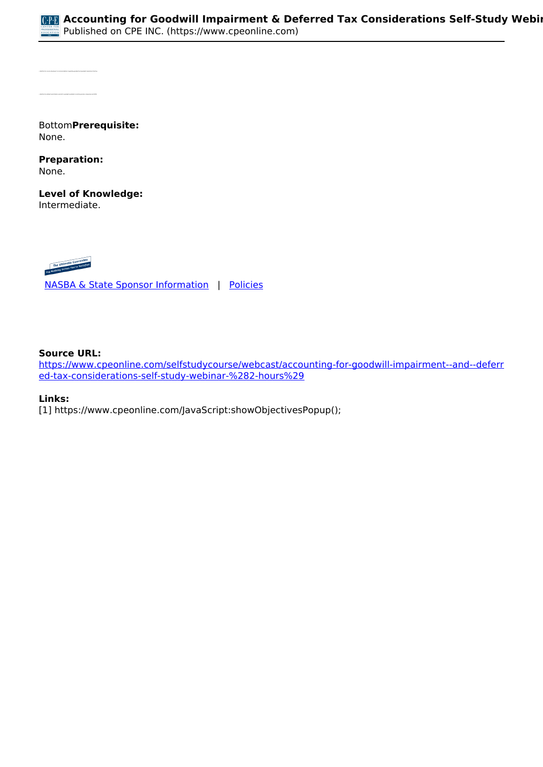BottomPrerequisite:
None.

**Preparation:**
None.

**Level of Knowledge:**
Intermediate.

[NASBA & State Sponsor Information](#) | [Policies](#)

**Source URL:**
https://www.cpeonline.com/selfstudycourse/webcast/accounting-for-goodwill-impairment--and--deferred-tax-considerations-self-study-webinar-%282-hours%29

**Links:**
[1] https://www.cpeonline.com/JavaScript:showObjectivesPopup();